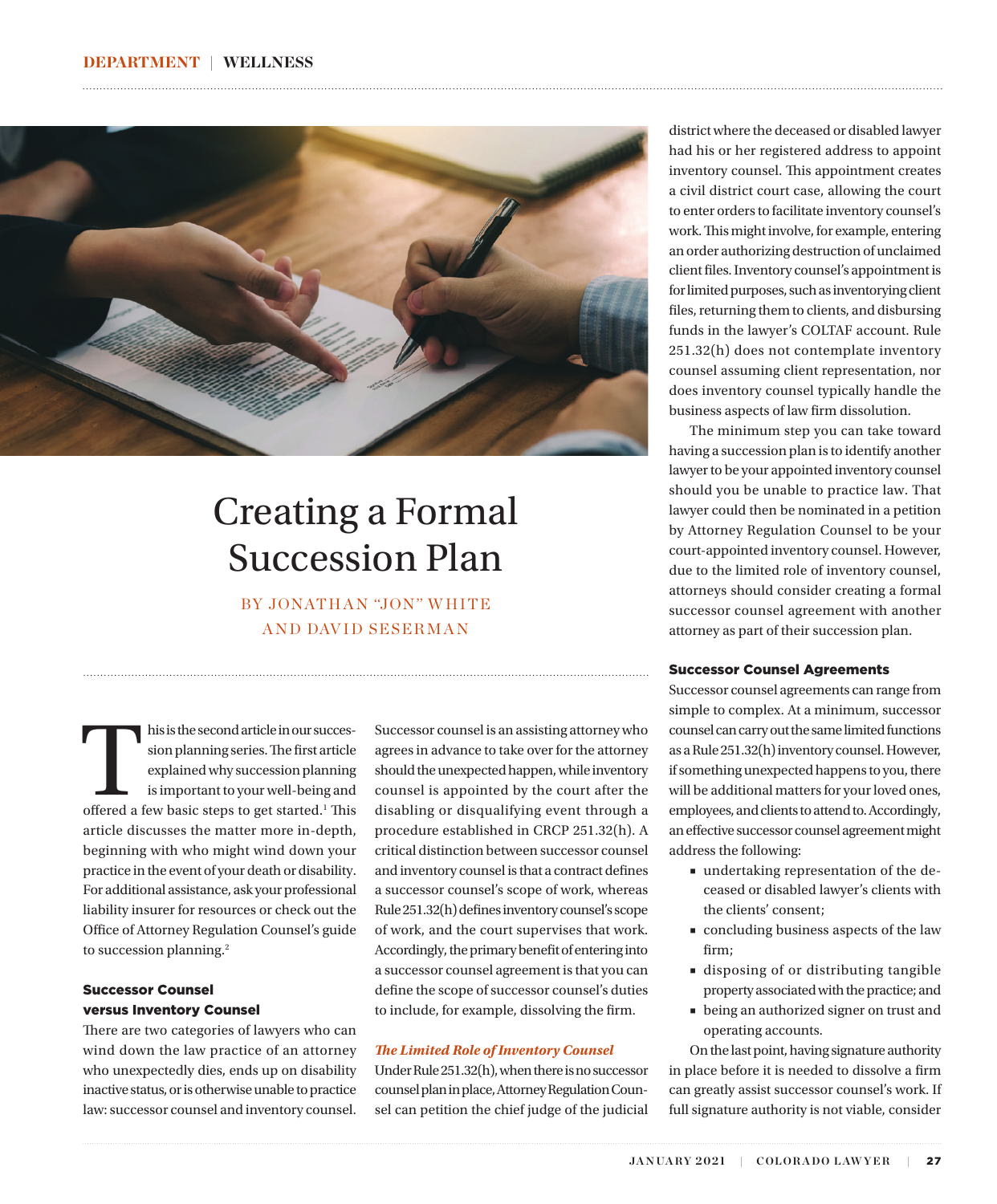# Creating a Formal Succession Plan

BY JONATHAN "JON" WHITE AND DAVID SESERMAN

This is the second article in our succession planning series. The first article explained why succession planning is important to your well-being and offered a few basic steps to get started.[1] This article discusses the matter more in-depth, beginning with who might wind down your practice in the event of your death or disability. For additional assistance, ask your professional liability insurer for resources or check out the Office of Attorney Regulation Counsel's guide to succession planning.[2]

## Successor Counsel versus Inventory Counsel

There are two categories of lawyers who can wind down the law practice of an attorney who unexpectedly dies, ends up on disability inactive status, or is otherwise unable to practice law: successor counsel and inventory counsel. Successor counsel is an assisting attorney who agrees in advance to take over for the attorney should the unexpected happen, while inventory counsel is appointed by the court after the disabling or disqualifying event through a procedure established in CRCP 251.32(h). A critical distinction between successor counsel and inventory counsel is that a contract defines a successor counsel's scope of work, whereas Rule 251.32(h) defines inventory counsel's scope of work, and the court supervises that work. Accordingly, the primary benefit of entering into a successor counsel agreement is that you can define the scope of successor counsel's duties to include, for example, dissolving the firm.

### *The Limited Role of Inventory Counsel*

Under Rule 251.32(h), when there is no successor counsel plan in place, Attorney Regulation Counsel can petition the chief judge of the judicial district where the deceased or disabled lawyer had his or her registered address to appoint inventory counsel. This appointment creates a civil district court case, allowing the court to enter orders to facilitate inventory counsel's work. This might involve, for example, entering an order authorizing destruction of unclaimed client files. Inventory counsel's appointment is for limited purposes, such as inventorying client files, returning them to clients, and disbursing funds in the lawyer's COLTAF account. Rule 251.32(h) does not contemplate inventory counsel assuming client representation, nor does inventory counsel typically handle the business aspects of law firm dissolution.

The minimum step you can take toward having a succession plan is to identify another lawyer to be your appointed inventory counsel should you be unable to practice law. That lawyer could then be nominated in a petition by Attorney Regulation Counsel to be your court-appointed inventory counsel. However, due to the limited role of inventory counsel, attorneys should consider creating a formal successor counsel agreement with another attorney as part of their succession plan.

## Successor Counsel Agreements

Successor counsel agreements can range from simple to complex. At a minimum, successor counsel can carry out the same limited functions as a Rule 251.32(h) inventory counsel. However, if something unexpected happens to you, there will be additional matters for your loved ones, employees, and clients to attend to. Accordingly, an effective successor counsel agreement might address the following:

- undertaking representation of the deceased or disabled lawyer's clients with the clients' consent;
- concluding business aspects of the law firm;
- disposing of or distributing tangible property associated with the practice; and
- being an authorized signer on trust and operating accounts.

On the last point, having signature authority in place before it is needed to dissolve a firm can greatly assist successor counsel's work. If full signature authority is not viable, consider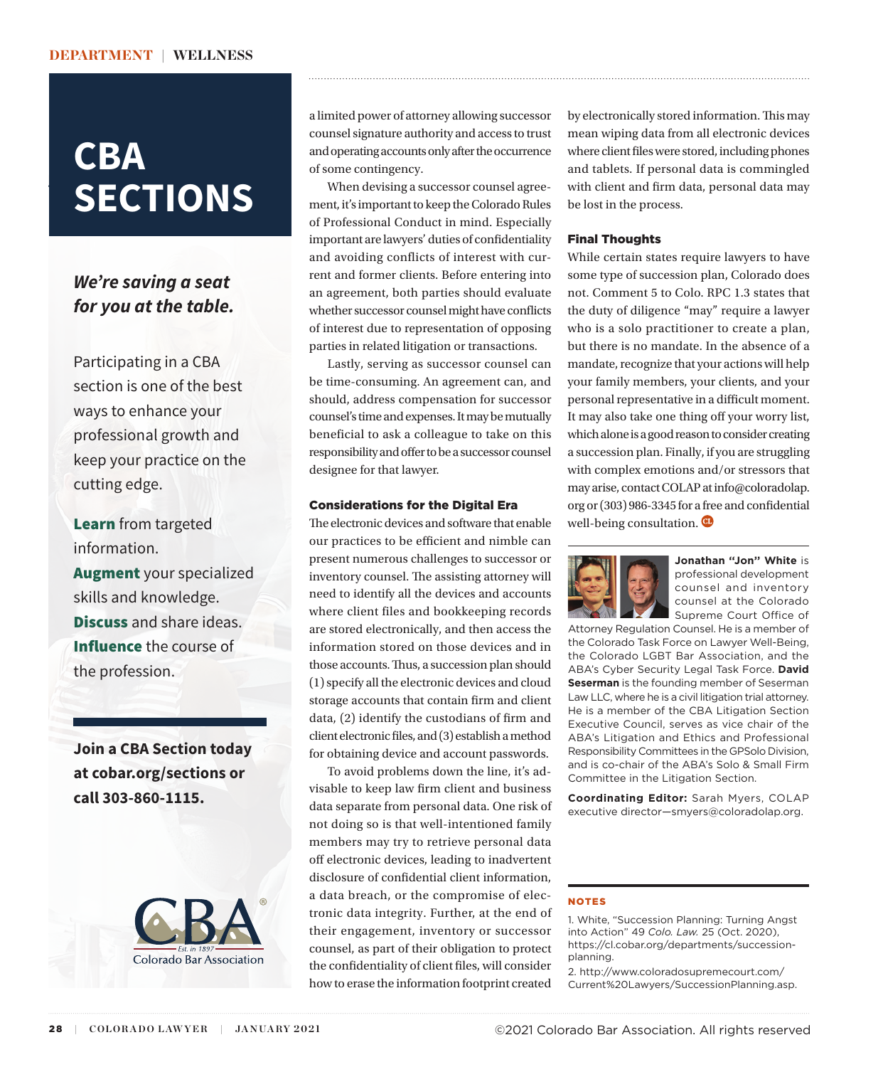# CBA SECTIONS

***We're saving a seat for you at the table.***

Participating in a CBA section is one of the best ways to enhance your professional growth and keep your practice on the cutting edge.

**Learn** from targeted information.
**Augment** your specialized skills and knowledge.
**Discuss** and share ideas.
**Influence** the course of the profession.

**Join a CBA Section today at cobar.org/sections or call 303-860-1115.**

CBA Est. in 1897 Colorado Bar Association

a limited power of attorney allowing successor counsel signature authority and access to trust and operating accounts only after the occurrence of some contingency.

When devising a successor counsel agreement, it's important to keep the Colorado Rules of Professional Conduct in mind. Especially important are lawyers' duties of confidentiality and avoiding conflicts of interest with current and former clients. Before entering into an agreement, both parties should evaluate whether successor counsel might have conflicts of interest due to representation of opposing parties in related litigation or transactions.

Lastly, serving as successor counsel can be time-consuming. An agreement can, and should, address compensation for successor counsel's time and expenses. It may be mutually beneficial to ask a colleague to take on this responsibility and offer to be a successor counsel designee for that lawyer.

### Considerations for the Digital Era

The electronic devices and software that enable our practices to be efficient and nimble can present numerous challenges to successor or inventory counsel. The assisting attorney will need to identify all the devices and accounts where client files and bookkeeping records are stored electronically, and then access the information stored on those devices and in those accounts. Thus, a succession plan should (1) specify all the electronic devices and cloud storage accounts that contain firm and client data, (2) identify the custodians of firm and client electronic files, and (3) establish a method for obtaining device and account passwords.

To avoid problems down the line, it's advisable to keep law firm client and business data separate from personal data. One risk of not doing so is that well-intentioned family members may try to retrieve personal data off electronic devices, leading to inadvertent disclosure of confidential client information, a data breach, or the compromise of electronic data integrity. Further, at the end of their engagement, inventory or successor counsel, as part of their obligation to protect the confidentiality of client files, will consider how to erase the information footprint created by electronically stored information. This may mean wiping data from all electronic devices where client files were stored, including phones and tablets. If personal data is commingled with client and firm data, personal data may be lost in the process.

### Final Thoughts

While certain states require lawyers to have some type of succession plan, Colorado does not. Comment 5 to Colo. RPC 1.3 states that the duty of diligence "may" require a lawyer who is a solo practitioner to create a plan, but there is no mandate. In the absence of a mandate, recognize that your actions will help your family members, your clients, and your personal representative in a difficult moment. It may also take one thing off your worry list, which alone is a good reason to consider creating a succession plan. Finally, if you are struggling with complex emotions and/or stressors that may arise, contact COLAP at info@coloradolap.org or (303) 986-3345 for a free and confidential well-being consultation.

**Jonathan "Jon" White** is professional development counsel and inventory counsel at the Colorado Supreme Court Office of Attorney Regulation Counsel. He is a member of the Colorado Task Force on Lawyer Well-Being, the Colorado LGBT Bar Association, and the ABA's Cyber Security Legal Task Force. **David Seserman** is the founding member of Seserman Law LLC, where he is a civil litigation trial attorney. He is a member of the CBA Litigation Section Executive Council, serves as vice chair of the ABA's Litigation and Ethics and Professional Responsibility Committees in the GPSolo Division, and is co-chair of the ABA's Solo & Small Firm Committee in the Litigation Section.

**Coordinating Editor:** Sarah Myers, COLAP executive director—smyers@coloradolap.org.

### NOTES

1. White, "Succession Planning: Turning Angst into Action" 49 *Colo. Law.* 25 (Oct. 2020), https://cl.cobar.org/departments/succession-planning.
2. http://www.coloradosupremecourt.com/Current%20Lawyers/SuccessionPlanning.asp.

©2021 Colorado Bar Association. All rights reserved